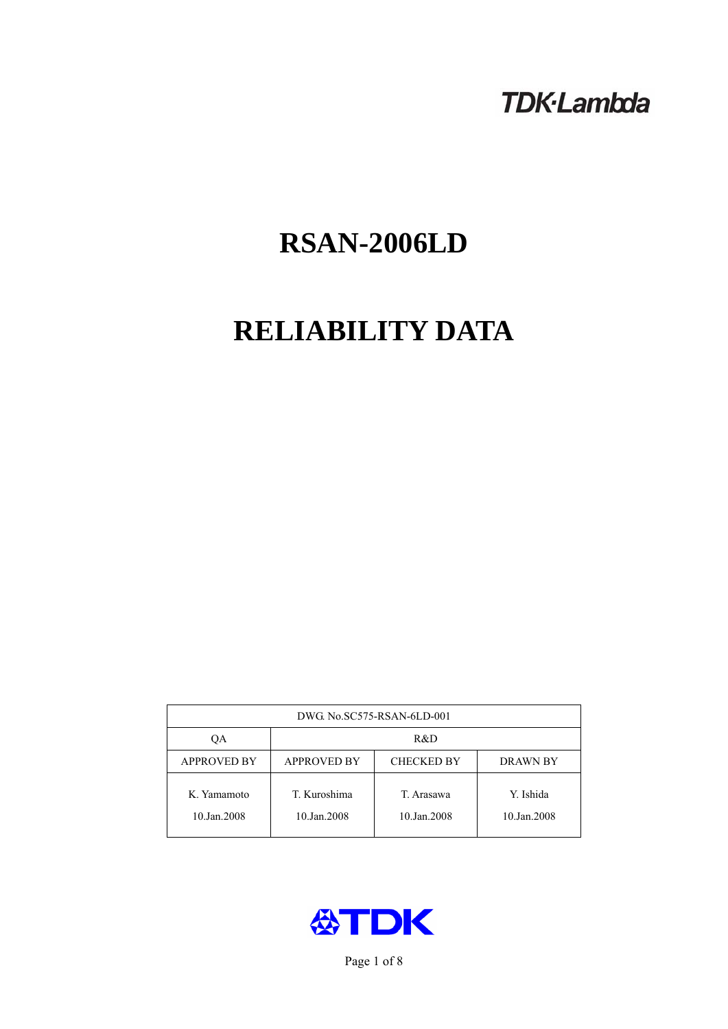TDK·Lambda

# RSAN-2006LD

# RELIABILITY DATA

| DWG. No.SC575-RSAN-6LD-001 | | | |
|---|---|---|---|
| QA | R&D | | |
| APPROVED BY | APPROVED BY | CHECKED BY | DRAWN BY |
| K. Yamamoto<br>10.Jan.2008 | T. Kuroshima<br>10.Jan.2008 | T. Arasawa<br>10.Jan.2008 | Y. Ishida<br>10.Jan.2008 |

TDK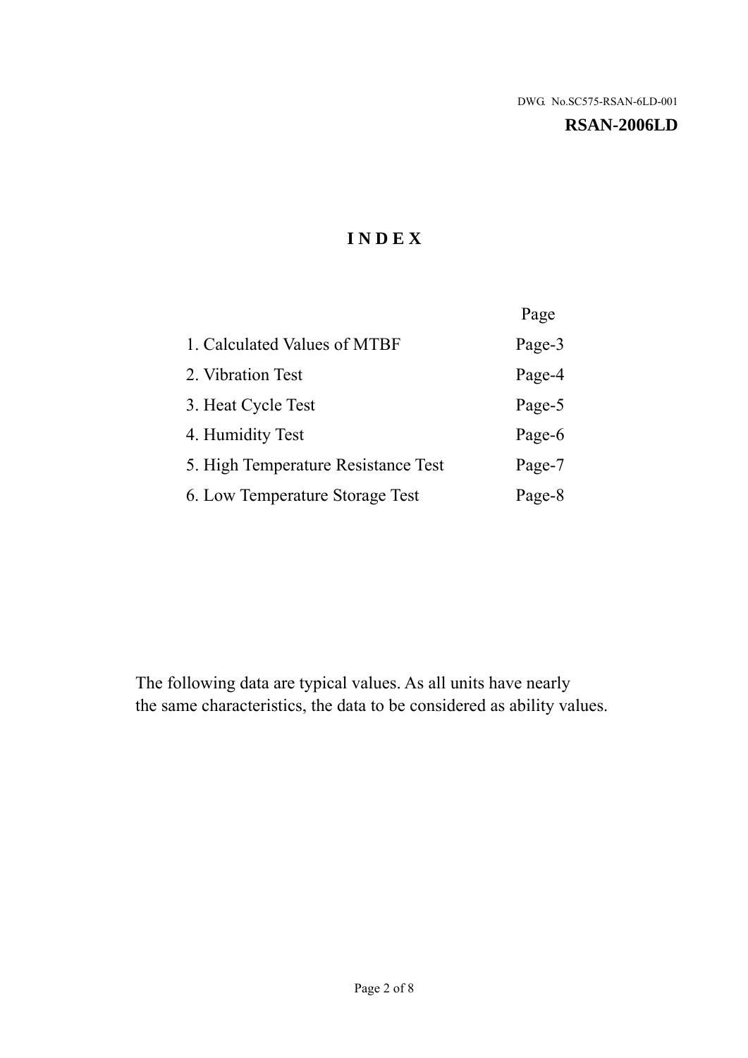DWG. No.SC575-RSAN-6LD-001

**RSAN-2006LD**

# INDEX

| | Page |
|---|---|
| 1. Calculated Values of MTBF | Page-3 |
| 2. Vibration Test | Page-4 |
| 3. Heat Cycle Test | Page-5 |
| 4. Humidity Test | Page-6 |
| 5. High Temperature Resistance Test | Page-7 |
| 6. Low Temperature Storage Test | Page-8 |

The following data are typical values. As all units have nearly the same characteristics, the data to be considered as ability values.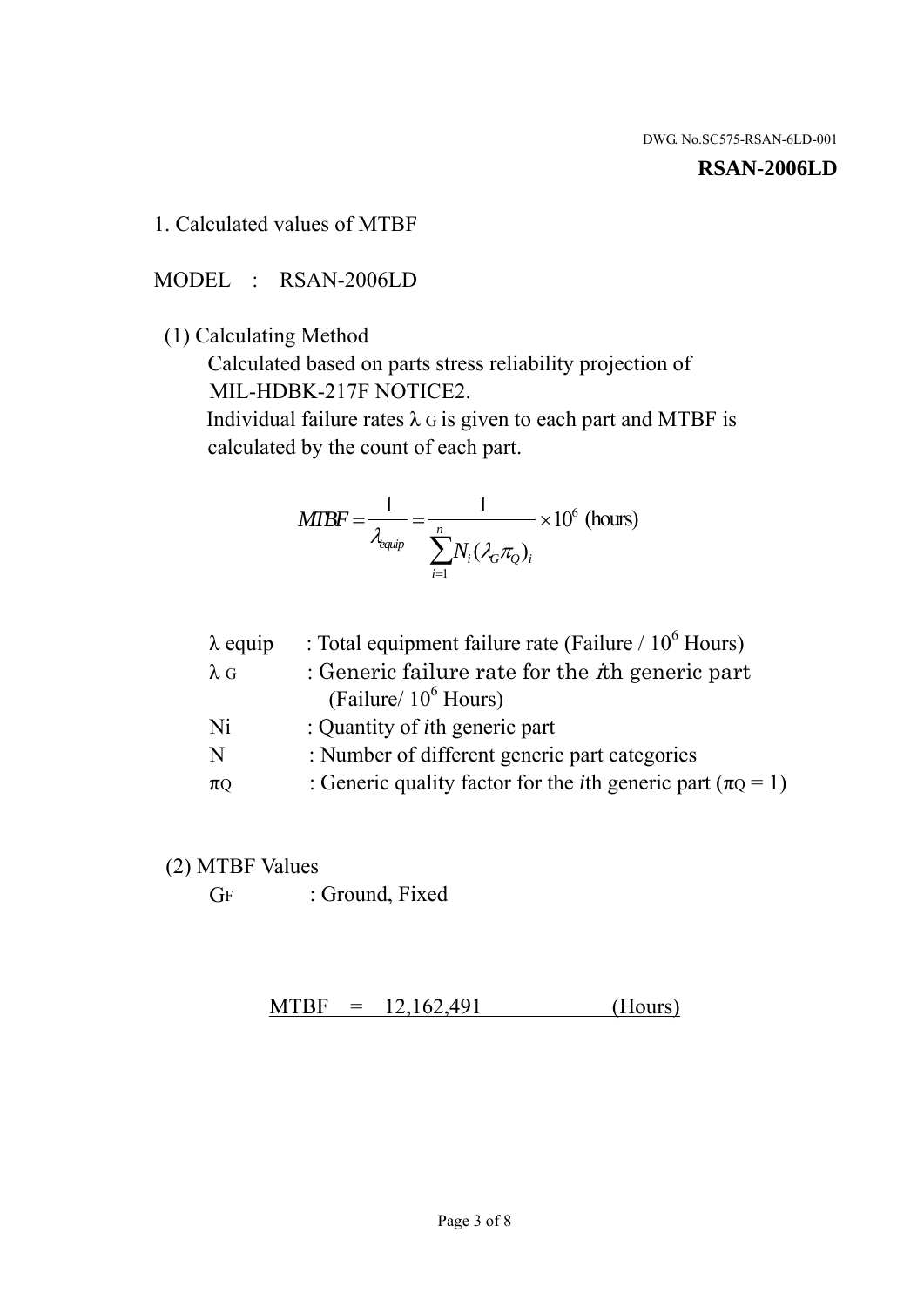DWG. No.SC575-RSAN-6LD-001

**RSAN-2006LD**

1. Calculated values of MTBF

MODEL : RSAN-2006LD

(1) Calculating Method

Calculated based on parts stress reliability projection of MIL-HDBK-217F NOTICE2.

Individual failure rates $\lambda_G$ is given to each part and MTBF is calculated by the count of each part.

$$MTBF = \frac{1}{\lambda_{equip}} = \frac{1}{\sum_{i=1}^{n} N_i (\lambda_G \pi_Q)_i} \times 10^6 \text{ (hours)}$$

| | |
|---|---|
| $\lambda$ equip | : Total equipment failure rate (Failure / $10^6$ Hours) |
| $\lambda_G$ | : Generic failure rate for the $i$th generic part (Failure/ $10^6$ Hours) |
| Ni | : Quantity of $i$th generic part |
| N | : Number of different generic part categories |
| $\pi_Q$ | : Generic quality factor for the $i$th generic part ($\pi_Q = 1$) |

(2) MTBF Values

$G_F$ : Ground, Fixed

MTBF = 12,162,491 (Hours)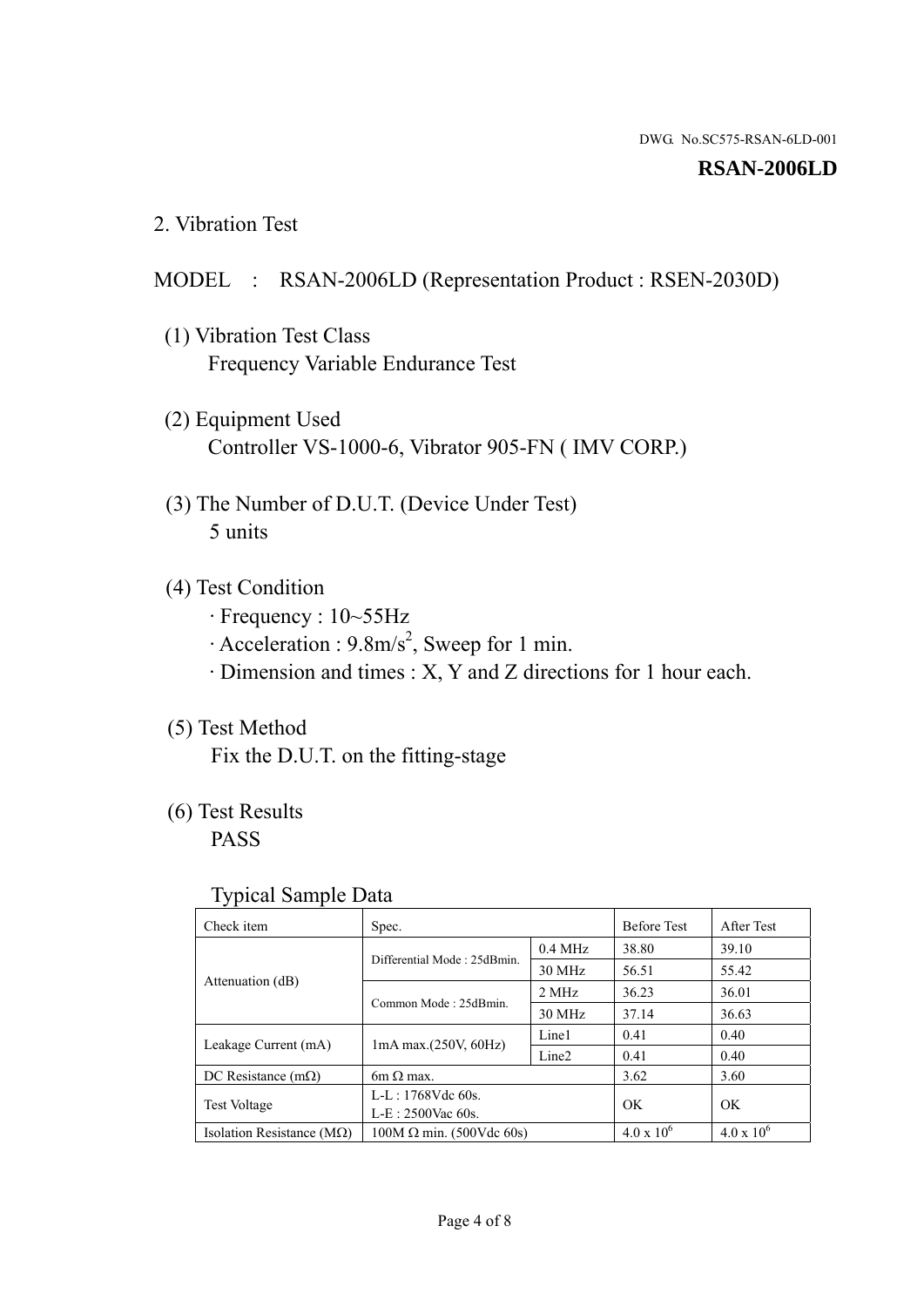DWG. No.SC575-RSAN-6LD-001

**RSAN-2006LD**

## 2. Vibration Test

MODEL : RSAN-2006LD (Representation Product : RSEN-2030D)

(1) Vibration Test Class
Frequency Variable Endurance Test

(2) Equipment Used
Controller VS-1000-6, Vibrator 905-FN ( IMV CORP.)

(3) The Number of D.U.T. (Device Under Test)
5 units

(4) Test Condition
· Frequency : 10~55Hz
· Acceleration : 9.8m/s$^2$, Sweep for 1 min.
· Dimension and times : X, Y and Z directions for 1 hour each.

(5) Test Method
Fix the D.U.T. on the fitting-stage

(6) Test Results
PASS

Typical Sample Data

| Check item | Spec. | | Before Test | After Test |
|---|---|---|---|---|
| Attenuation (dB) | Differential Mode : 25dBmin. | 0.4 MHz | 38.80 | 39.10 |
| | | 30 MHz | 56.51 | 55.42 |
| | Common Mode : 25dBmin. | 2 MHz | 36.23 | 36.01 |
| | | 30 MHz | 37.14 | 36.63 |
| Leakage Current (mA) | 1mA max.(250V, 60Hz) | Line1 | 0.41 | 0.40 |
| | | Line2 | 0.41 | 0.40 |
| DC Resistance (mΩ) | 6m Ω max. | | 3.62 | 3.60 |
| Test Voltage | L-L : 1768Vdc 60s.<br>L-E : 2500Vac 60s. | | OK | OK |
| Isolation Resistance (MΩ) | 100M Ω min. (500Vdc 60s) | | 4.0 x $10^6$ | 4.0 x $10^6$ |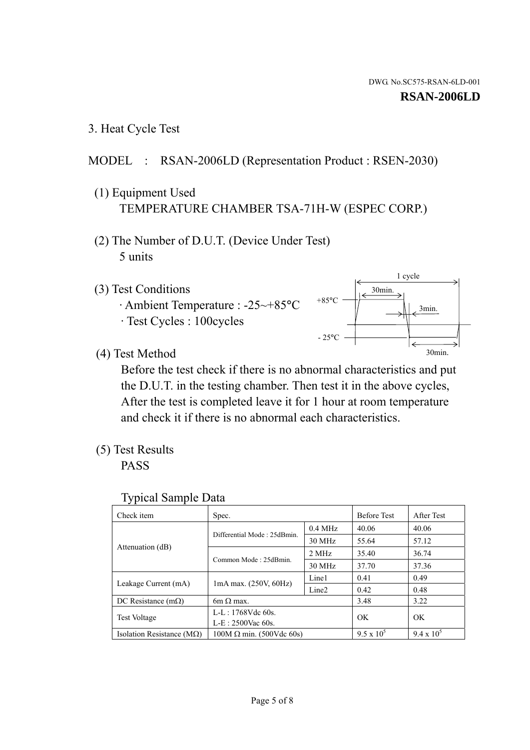DWG. No.SC575-RSAN-6LD-001

**RSAN-2006LD**

## 3. Heat Cycle Test

MODEL : RSAN-2006LD (Representation Product : RSEN-2030)

(1) Equipment Used

TEMPERATURE CHAMBER TSA-71H-W (ESPEC CORP.)

(2) The Number of D.U.T. (Device Under Test)

5 units

(3) Test Conditions

· Ambient Temperature : -25~+85°C

· Test Cycles : 100cycles

1 cycle: +85°C 30min., 3min. transition, -25°C 30min.

(4) Test Method

Before the test check if there is no abnormal characteristics and put the D.U.T. in the testing chamber. Then test it in the above cycles, After the test is completed leave it for 1 hour at room temperature and check it if there is no abnormal each characteristics.

(5) Test Results

PASS

Typical Sample Data

| Check item | Spec. | | Before Test | After Test |
|---|---|---|---|---|
| Attenuation (dB) | Differential Mode : 25dBmin. | 0.4 MHz | 40.06 | 40.06 |
| | | 30 MHz | 55.64 | 57.12 |
| | Common Mode : 25dBmin. | 2 MHz | 35.40 | 36.74 |
| | | 30 MHz | 37.70 | 37.36 |
| Leakage Current (mA) | 1mA max. (250V, 60Hz) | Line1 | 0.41 | 0.49 |
| | | Line2 | 0.42 | 0.48 |
| DC Resistance (mΩ) | 6m Ω max. | | 3.48 | 3.22 |
| Test Voltage | L-L : 1768Vdc 60s.<br>L-E : 2500Vac 60s. | | OK | OK |
| Isolation Resistance (MΩ) | 100M Ω min. (500Vdc 60s) | | $9.5 \times 10^5$ | $9.4 \times 10^5$ |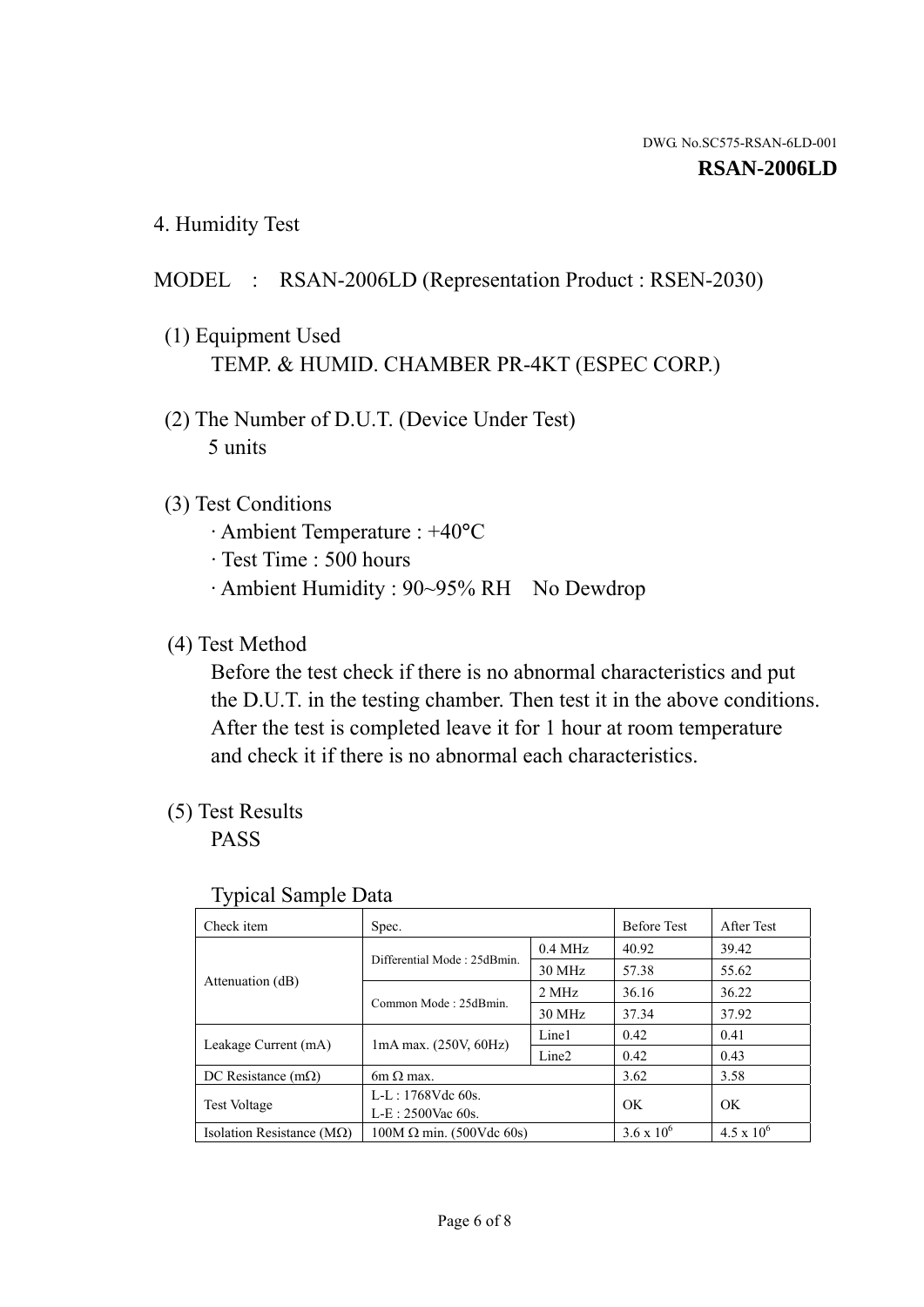DWG. No.SC575-RSAN-6LD-001

**RSAN-2006LD**

## 4. Humidity Test

MODEL : RSAN-2006LD (Representation Product : RSEN-2030)

(1) Equipment Used
TEMP. & HUMID. CHAMBER PR-4KT (ESPEC CORP.)

(2) The Number of D.U.T. (Device Under Test)
5 units

(3) Test Conditions
· Ambient Temperature : +40°C
· Test Time : 500 hours
· Ambient Humidity : 90~95% RH No Dewdrop

(4) Test Method
Before the test check if there is no abnormal characteristics and put the D.U.T. in the testing chamber. Then test it in the above conditions. After the test is completed leave it for 1 hour at room temperature and check it if there is no abnormal each characteristics.

(5) Test Results
PASS

Typical Sample Data

| Check item | Spec. | | Before Test | After Test |
|---|---|---|---|---|
| Attenuation (dB) | Differential Mode : 25dBmin. | 0.4 MHz | 40.92 | 39.42 |
| | | 30 MHz | 57.38 | 55.62 |
| | Common Mode : 25dBmin. | 2 MHz | 36.16 | 36.22 |
| | | 30 MHz | 37.34 | 37.92 |
| Leakage Current (mA) | 1mA max. (250V, 60Hz) | Line1 | 0.42 | 0.41 |
| | | Line2 | 0.42 | 0.43 |
| DC Resistance (mΩ) | 6m Ω max. | | 3.62 | 3.58 |
| Test Voltage | L-L : 1768Vdc 60s.<br>L-E : 2500Vac 60s. | | OK | OK |
| Isolation Resistance (MΩ) | 100M Ω min. (500Vdc 60s) | | $3.6 \times 10^6$ | $4.5 \times 10^6$ |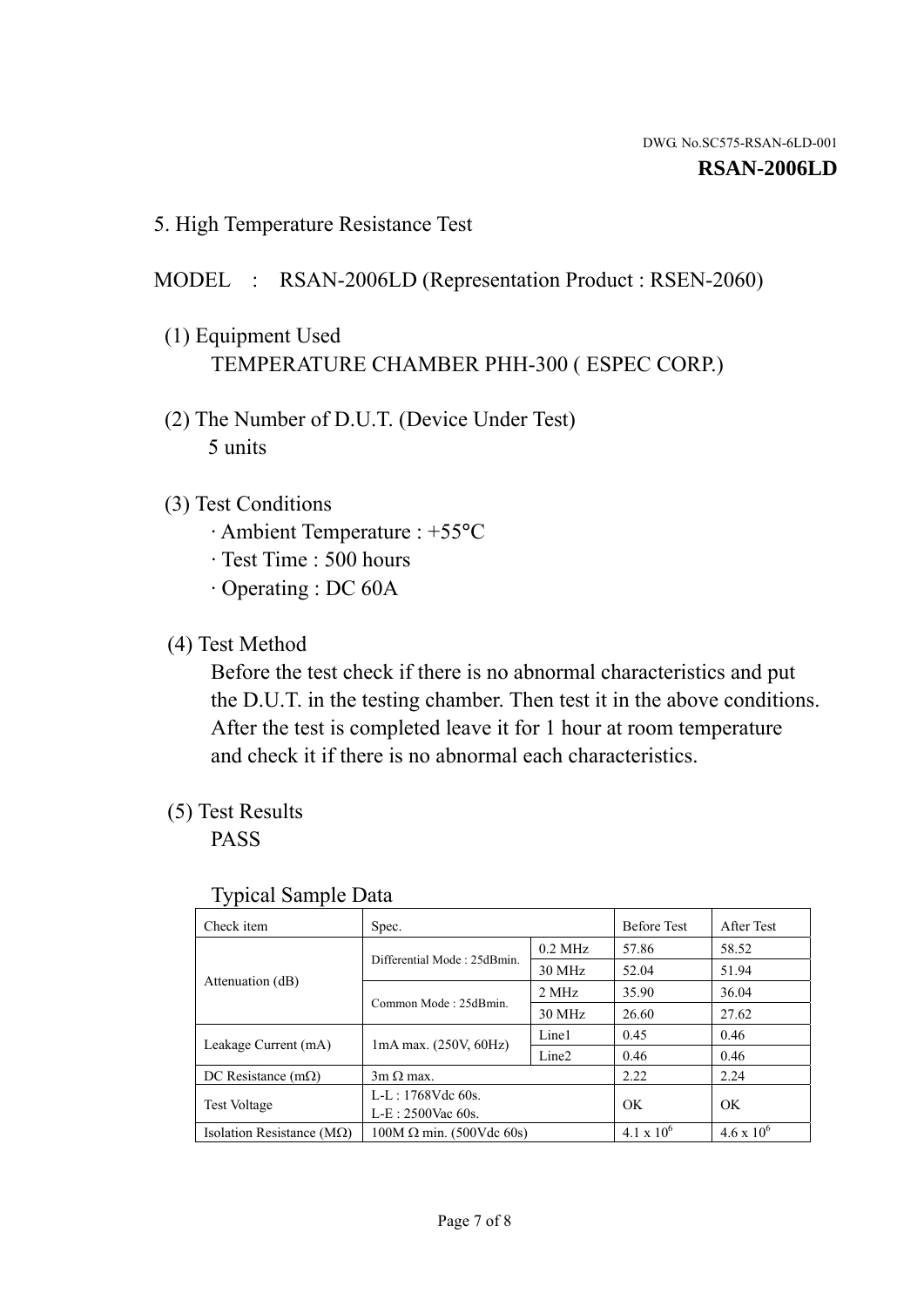DWG. No.SC575-RSAN-6LD-001

**RSAN-2006LD**

## 5. High Temperature Resistance Test

MODEL : RSAN-2006LD (Representation Product : RSEN-2060)

(1) Equipment Used
TEMPERATURE CHAMBER PHH-300 ( ESPEC CORP.)

(2) The Number of D.U.T. (Device Under Test)
5 units

(3) Test Conditions
· Ambient Temperature : +55°C
· Test Time : 500 hours
· Operating : DC 60A

(4) Test Method
Before the test check if there is no abnormal characteristics and put the D.U.T. in the testing chamber. Then test it in the above conditions. After the test is completed leave it for 1 hour at room temperature and check it if there is no abnormal each characteristics.

(5) Test Results
PASS

Typical Sample Data

| Check item | Spec. | | Before Test | After Test |
|---|---|---|---|---|
| Attenuation (dB) | Differential Mode : 25dBmin. | 0.2 MHz | 57.86 | 58.52 |
| | | 30 MHz | 52.04 | 51.94 |
| | Common Mode : 25dBmin. | 2 MHz | 35.90 | 36.04 |
| | | 30 MHz | 26.60 | 27.62 |
| Leakage Current (mA) | 1mA max. (250V, 60Hz) | Line1 | 0.45 | 0.46 |
| | | Line2 | 0.46 | 0.46 |
| DC Resistance (mΩ) | 3m Ω max. | | 2.22 | 2.24 |
| Test Voltage | L-L : 1768Vdc 60s.<br>L-E : 2500Vac 60s. | | OK | OK |
| Isolation Resistance (MΩ) | 100M Ω min. (500Vdc 60s) | | $4.1 \times 10^6$ | $4.6 \times 10^6$ |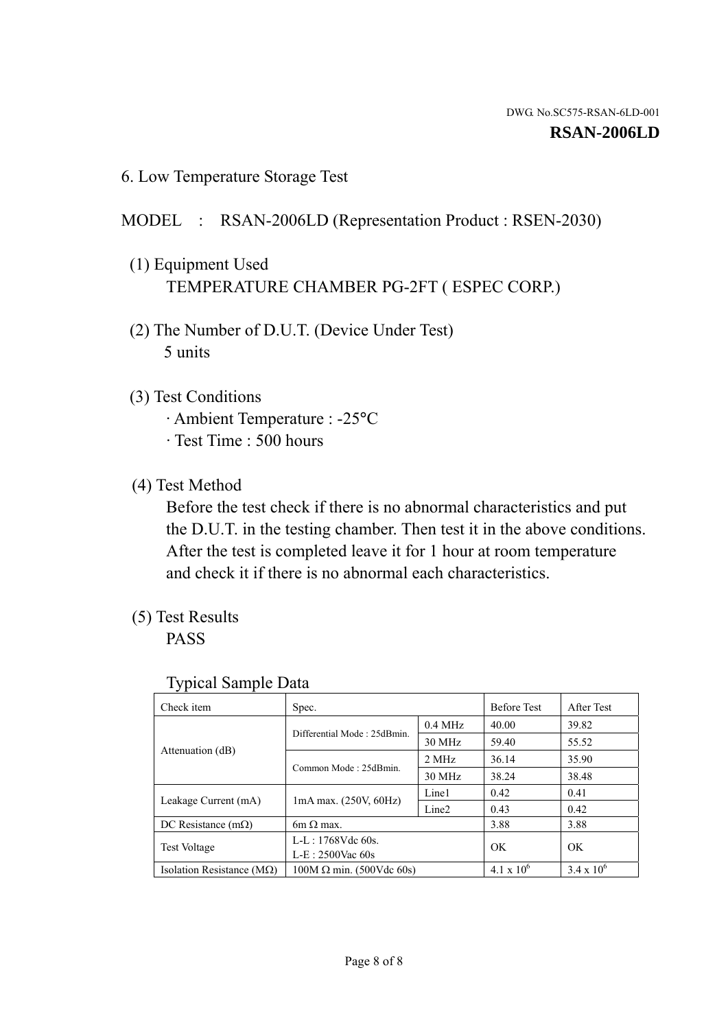DWG. No.SC575-RSAN-6LD-001

**RSAN-2006LD**

## 6. Low Temperature Storage Test

MODEL : RSAN-2006LD (Representation Product : RSEN-2030)

(1) Equipment Used

TEMPERATURE CHAMBER PG-2FT ( ESPEC CORP.)

(2) The Number of D.U.T. (Device Under Test)

5 units

(3) Test Conditions

· Ambient Temperature : -25°C

· Test Time : 500 hours

(4) Test Method

Before the test check if there is no abnormal characteristics and put the D.U.T. in the testing chamber. Then test it in the above conditions. After the test is completed leave it for 1 hour at room temperature and check it if there is no abnormal each characteristics.

(5) Test Results

PASS

Typical Sample Data

| Check item | Spec. | | Before Test | After Test |
|---|---|---|---|---|
| Attenuation (dB) | Differential Mode : 25dBmin. | 0.4 MHz | 40.00 | 39.82 |
| | | 30 MHz | 59.40 | 55.52 |
| | Common Mode : 25dBmin. | 2 MHz | 36.14 | 35.90 |
| | | 30 MHz | 38.24 | 38.48 |
| Leakage Current (mA) | 1mA max. (250V, 60Hz) | Line1 | 0.42 | 0.41 |
| | | Line2 | 0.43 | 0.42 |
| DC Resistance (mΩ) | 6m Ω max. | | 3.88 | 3.88 |
| Test Voltage | L-L : 1768Vdc 60s.<br>L-E : 2500Vac 60s | | OK | OK |
| Isolation Resistance (MΩ) | 100M Ω min. (500Vdc 60s) | | $4.1 \times 10^6$ | $3.4 \times 10^6$ |